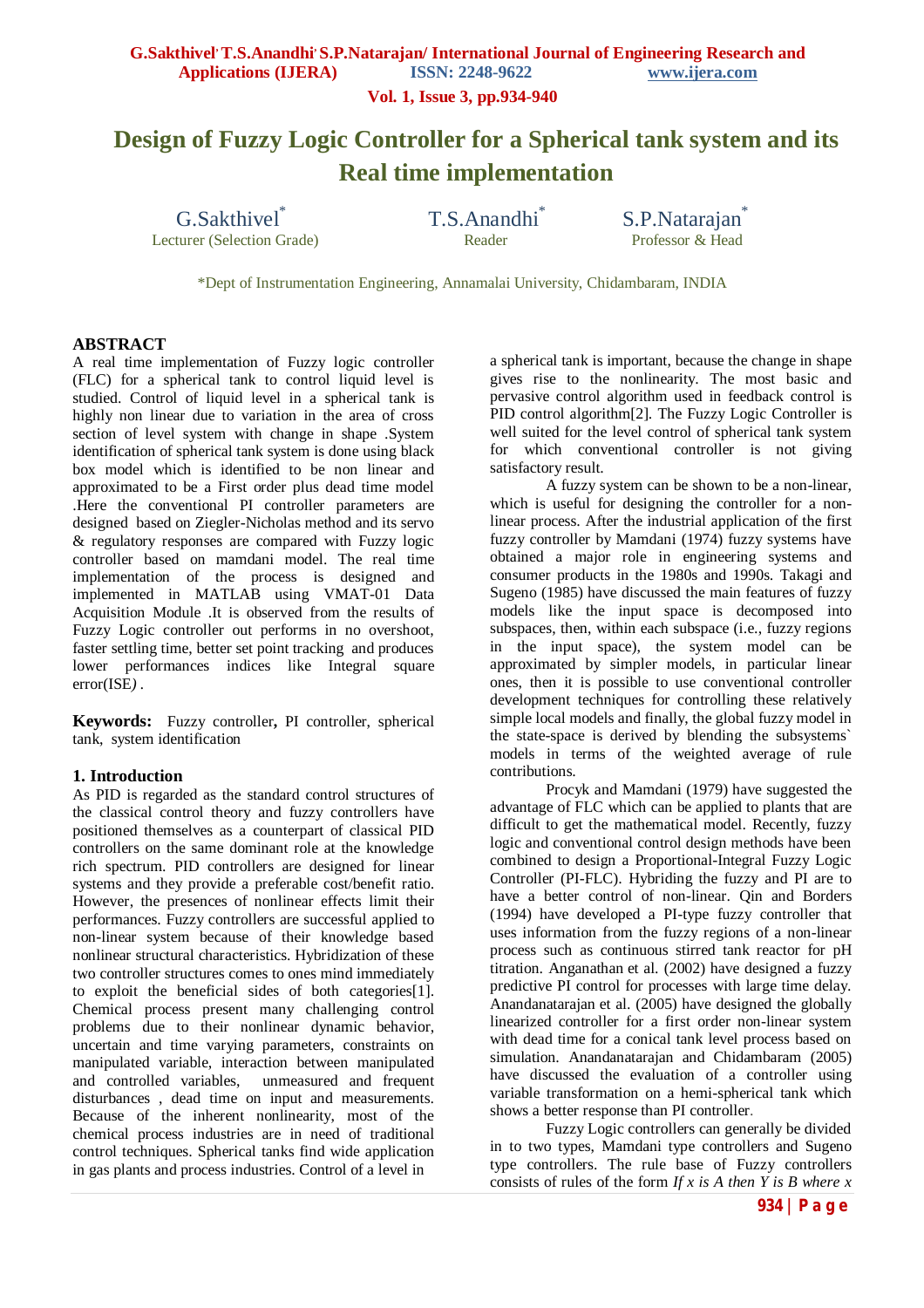# Design of Fuzzy Logic Controller for a Spherical tank system and its Real time implementation

**G.Sakthivel*** — Lecturer (Selection Grade)
**T.S.Anandhi*** — Reader
**S.P.Natarajan*** — Professor & Head

*Dept of Instrumentation Engineering, Annamalai University, Chidambaram, INDIA

## ABSTRACT

A real time implementation of Fuzzy logic controller (FLC) for a spherical tank to control liquid level is studied. Control of liquid level in a spherical tank is highly non linear due to variation in the area of cross section of level system with change in shape .System identification of spherical tank system is done using black box model which is identified to be non linear and approximated to be a First order plus dead time model .Here the conventional PI controller parameters are designed based on Ziegler-Nicholas method and its servo & regulatory responses are compared with Fuzzy logic controller based on mamdani model. The real time implementation of the process is designed and implemented in MATLAB using VMAT-01 Data Acquisition Module .It is observed from the results of Fuzzy Logic controller out performs in no overshoot, faster settling time, better set point tracking and produces lower performances indices like Integral square error(ISE) .

**Keywords:** Fuzzy controller**,** PI controller, spherical tank, system identification

## 1. Introduction

As PID is regarded as the standard control structures of the classical control theory and fuzzy controllers have positioned themselves as a counterpart of classical PID controllers on the same dominant role at the knowledge rich spectrum. PID controllers are designed for linear systems and they provide a preferable cost/benefit ratio. However, the presences of nonlinear effects limit their performances. Fuzzy controllers are successful applied to non-linear system because of their knowledge based nonlinear structural characteristics. Hybridization of these two controller structures comes to ones mind immediately to exploit the beneficial sides of both categories[1]. Chemical process present many challenging control problems due to their nonlinear dynamic behavior, uncertain and time varying parameters, constraints on manipulated variable, interaction between manipulated and controlled variables, unmeasured and frequent disturbances , dead time on input and measurements. Because of the inherent nonlinearity, most of the chemical process industries are in need of traditional control techniques. Spherical tanks find wide application in gas plants and process industries. Control of a level in a spherical tank is important, because the change in shape gives rise to the nonlinearity. The most basic and pervasive control algorithm used in feedback control is PID control algorithm[2]. The Fuzzy Logic Controller is well suited for the level control of spherical tank system for which conventional controller is not giving satisfactory result.

A fuzzy system can be shown to be a non-linear, which is useful for designing the controller for a non-linear process. After the industrial application of the first fuzzy controller by Mamdani (1974) fuzzy systems have obtained a major role in engineering systems and consumer products in the 1980s and 1990s. Takagi and Sugeno (1985) have discussed the main features of fuzzy models like the input space is decomposed into subspaces, then, within each subspace (i.e., fuzzy regions in the input space), the system model can be approximated by simpler models, in particular linear ones, then it is possible to use conventional controller development techniques for controlling these relatively simple local models and finally, the global fuzzy model in the state-space is derived by blending the subsystems` models in terms of the weighted average of rule contributions.

Procyk and Mamdani (1979) have suggested the advantage of FLC which can be applied to plants that are difficult to get the mathematical model. Recently, fuzzy logic and conventional control design methods have been combined to design a Proportional-Integral Fuzzy Logic Controller (PI-FLC). Hybriding the fuzzy and PI are to have a better control of non-linear. Qin and Borders (1994) have developed a PI-type fuzzy controller that uses information from the fuzzy regions of a non-linear process such as continuous stirred tank reactor for pH titration. Anganathan et al. (2002) have designed a fuzzy predictive PI control for processes with large time delay. Anandanatarajan et al. (2005) have designed the globally linearized controller for a first order non-linear system with dead time for a conical tank level process based on simulation. Anandanatarajan and Chidambaram (2005) have discussed the evaluation of a controller using variable transformation on a hemi-spherical tank which shows a better response than PI controller.

Fuzzy Logic controllers can generally be divided in to two types, Mamdani type controllers and Sugeno type controllers. The rule base of Fuzzy controllers consists of rules of the form *If x is A then Y is B where x*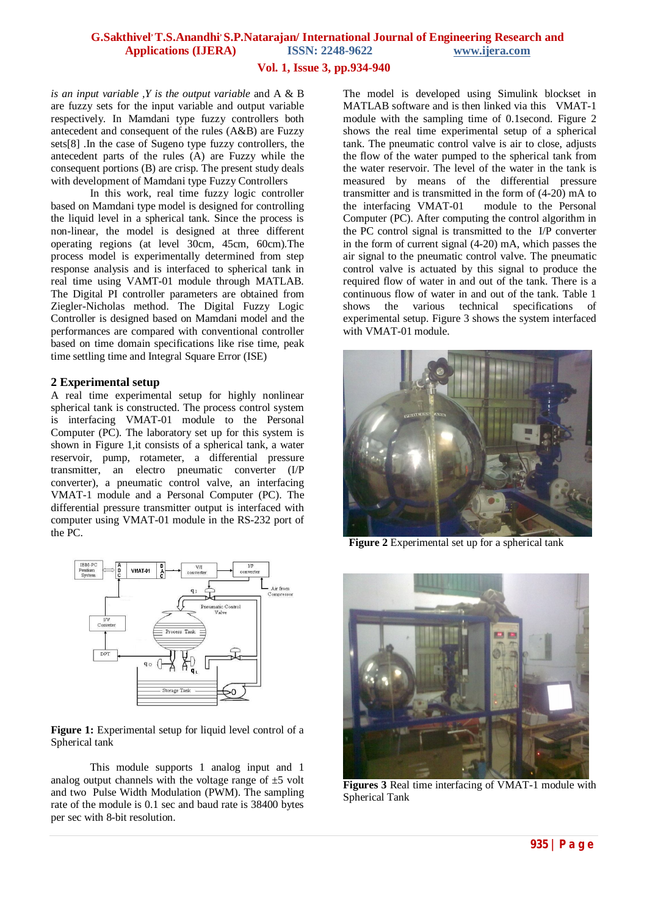*is an input variable ,Y is the output variable* and A & B are fuzzy sets for the input variable and output variable respectively. In Mamdani type fuzzy controllers both antecedent and consequent of the rules (A&B) are Fuzzy sets[8] .In the case of Sugeno type fuzzy controllers, the antecedent parts of the rules (A) are Fuzzy while the consequent portions (B) are crisp. The present study deals with development of Mamdani type Fuzzy Controllers

In this work, real time fuzzy logic controller based on Mamdani type model is designed for controlling the liquid level in a spherical tank. Since the process is non-linear, the model is designed at three different operating regions (at level 30cm, 45cm, 60cm).The process model is experimentally determined from step response analysis and is interfaced to spherical tank in real time using VAMT-01 module through MATLAB. The Digital PI controller parameters are obtained from Ziegler-Nicholas method. The Digital Fuzzy Logic Controller is designed based on Mamdani model and the performances are compared with conventional controller based on time domain specifications like rise time, peak time settling time and Integral Square Error (ISE)

## 2 Experimental setup

A real time experimental setup for highly nonlinear spherical tank is constructed. The process control system is interfacing VMAT-01 module to the Personal Computer (PC). The laboratory set up for this system is shown in Figure 1,it consists of a spherical tank, a water reservoir, pump, rotameter, a differential pressure transmitter, an electro pneumatic converter (I/P converter), a pneumatic control valve, an interfacing VMAT-1 module and a Personal Computer (PC). The differential pressure transmitter output is interfaced with computer using VMAT-01 module in the RS-232 port of the PC.

**Figure 1:** Experimental setup for liquid level control of a Spherical tank

This module supports 1 analog input and 1 analog output channels with the voltage range of ±5 volt and two Pulse Width Modulation (PWM). The sampling rate of the module is 0.1 sec and baud rate is 38400 bytes per sec with 8-bit resolution.

The model is developed using Simulink blockset in MATLAB software and is then linked via this VMAT-1 module with the sampling time of 0.1second. Figure 2 shows the real time experimental setup of a spherical tank. The pneumatic control valve is air to close, adjusts the flow of the water pumped to the spherical tank from the water reservoir. The level of the water in the tank is measured by means of the differential pressure transmitter and is transmitted in the form of (4-20) mA to the interfacing VMAT-01 module to the Personal Computer (PC). After computing the control algorithm in the PC control signal is transmitted to the I/P converter in the form of current signal (4-20) mA, which passes the air signal to the pneumatic control valve. The pneumatic control valve is actuated by this signal to produce the required flow of water in and out of the tank. There is a continuous flow of water in and out of the tank. Table 1 shows the various technical specifications of experimental setup. Figure 3 shows the system interfaced with VMAT-01 module.

**Figure 2** Experimental set up for a spherical tank

**Figures 3** Real time interfacing of VMAT-1 module with Spherical Tank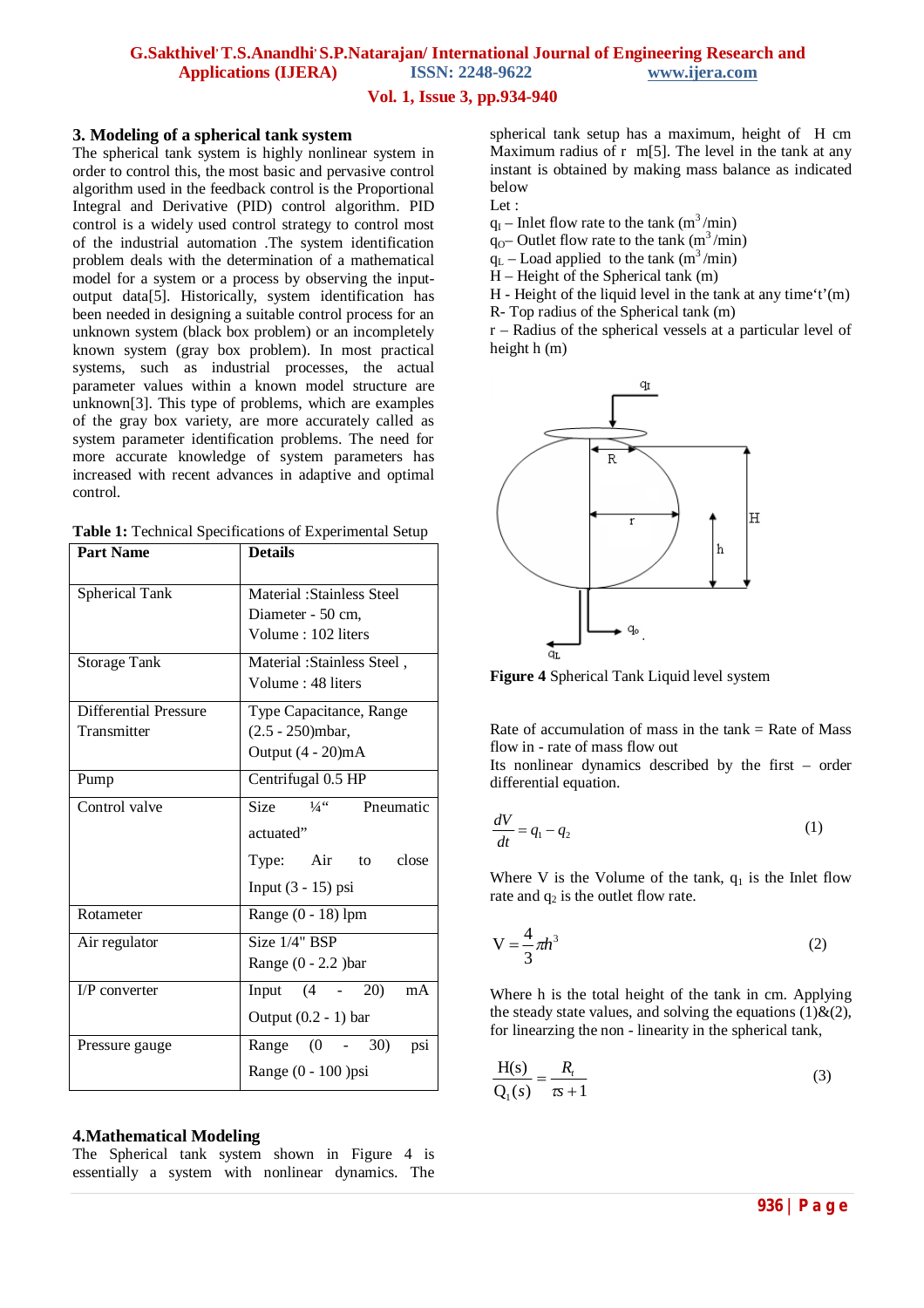## 3. Modeling of a spherical tank system

The spherical tank system is highly nonlinear system in order to control this, the most basic and pervasive control algorithm used in the feedback control is the Proportional Integral and Derivative (PID) control algorithm. PID control is a widely used control strategy to control most of the industrial automation .The system identification problem deals with the determination of a mathematical model for a system or a process by observing the input-output data[5]. Historically, system identification has been needed in designing a suitable control process for an unknown system (black box problem) or an incompletely known system (gray box problem). In most practical systems, such as industrial processes, the actual parameter values within a known model structure are unknown[3]. This type of problems, which are examples of the gray box variety, are more accurately called as system parameter identification problems. The need for more accurate knowledge of system parameters has increased with recent advances in adaptive and optimal control.

**Table 1:** Technical Specifications of Experimental Setup

| Part Name | Details |
|---|---|
| Spherical Tank | Material :Stainless Steel<br>Diameter - 50 cm,<br>Volume : 102 liters |
| Storage Tank | Material :Stainless Steel ,<br>Volume : 48 liters |
| Differential Pressure Transmitter | Type Capacitance, Range (2.5 - 250)mbar,<br>Output (4 - 20)mA |
| Pump | Centrifugal 0.5 HP |
| Control valve | Size ¼" Pneumatic actuated"<br>Type: Air to close<br>Input (3 - 15) psi |
| Rotameter | Range (0 - 18) lpm |
| Air regulator | Size 1/4" BSP<br>Range (0 - 2.2 )bar |
| I/P converter | Input (4 - 20) mA<br>Output (0.2 - 1) bar |
| Pressure gauge | Range (0 - 30) psi<br>Range (0 - 100 )psi |

## 4.Mathematical Modeling

The Spherical tank system shown in Figure 4 is essentially a system with nonlinear dynamics. The spherical tank setup has a maximum, height of H cm Maximum radius of r m[5]. The level in the tank at any instant is obtained by making mass balance as indicated below

Let :

$q_I$ – Inlet flow rate to the tank ($m^3$/min)

$q_O$– Outlet flow rate to the tank ($m^3$/min)

$q_L$ – Load applied to the tank ($m^3$/min)

H – Height of the Spherical tank (m)

H - Height of the liquid level in the tank at any time't'(m)

R- Top radius of the Spherical tank (m)

r – Radius of the spherical vessels at a particular level of height h (m)

**Figure 4** Spherical Tank Liquid level system

Rate of accumulation of mass in the tank = Rate of Mass flow in - rate of mass flow out

Its nonlinear dynamics described by the first – order differential equation.

$$\frac{dV}{dt} = q_1 - q_2 \tag{1}$$

Where V is the Volume of the tank, $q_1$ is the Inlet flow rate and $q_2$ is the outlet flow rate.

$$V = \frac{4}{3}\pi h^3 \tag{2}$$

Where h is the total height of the tank in cm. Applying the steady state values, and solving the equations (1)&(2), for linearzing the non - linearity in the spherical tank,

$$\frac{H(s)}{Q_1(s)} = \frac{R_t}{\tau s + 1} \tag{3}$$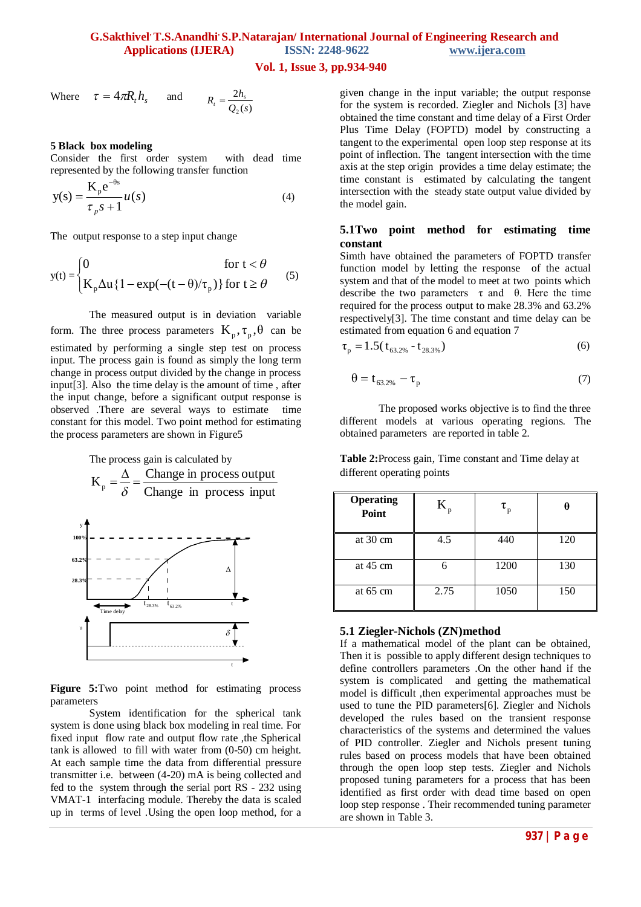Where $\tau = 4\pi R_t h_s$ and $R_t = \dfrac{2h_s}{Q_2(s)}$

## 5 Black box modeling

Consider the first order system with dead time represented by the following transfer function

$$y(s) = \frac{K_p e^{-\theta s}}{\tau_p s + 1} u(s) \quad (4)$$

The output response to a step input change

$$y(t) = \begin{cases} 0 & \text{for } t < \theta \\ K_p \Delta u \{1 - \exp(-(t-\theta)/\tau_p)\} & \text{for } t \geq \theta \end{cases} \quad (5)$$

The measured output is in deviation variable form. The three process parameters $K_p, \tau_p, \theta$ can be estimated by performing a single step test on process input. The process gain is found as simply the long term change in process output divided by the change in process input[3]. Also the time delay is the amount of time , after the input change, before a significant output response is observed .There are several ways to estimate time constant for this model. Two point method for estimating the process parameters are shown in Figure5

The process gain is calculated by

$$K_p = \frac{\Delta}{\delta} = \frac{\text{Change in process output}}{\text{Change in process input}}$$

**Figure 5:**Two point method for estimating process parameters

System identification for the spherical tank system is done using black box modeling in real time. For fixed input flow rate and output flow rate ,the Spherical tank is allowed to fill with water from (0-50) cm height. At each sample time the data from differential pressure transmitter i.e. between (4-20) mA is being collected and fed to the system through the serial port RS - 232 using VMAT-1 interfacing module. Thereby the data is scaled up in terms of level .Using the open loop method, for a given change in the input variable; the output response for the system is recorded. Ziegler and Nichols [3] have obtained the time constant and time delay of a First Order Plus Time Delay (FOPTD) model by constructing a tangent to the experimental open loop step response at its point of inflection. The tangent intersection with the time axis at the step origin provides a time delay estimate; the time constant is estimated by calculating the tangent intersection with the steady state output value divided by the model gain.

## 5.1Two point method for estimating time constant

Simth have obtained the parameters of FOPTD transfer function model by letting the response of the actual system and that of the model to meet at two points which describe the two parameters $\tau$ and $\theta$. Here the time required for the process output to make 28.3% and 63.2% respectively[3]. The time constant and time delay can be estimated from equation 6 and equation 7

$$\tau_p = 1.5(t_{63.2\%} - t_{28.3\%}) \quad (6)$$

$$\theta = t_{63.2\%} - \tau_p \quad (7)$$

The proposed works objective is to find the three different models at various operating regions. The obtained parameters are reported in table 2.

**Table 2:**Process gain, Time constant and Time delay at different operating points

| Operating Point | $K_p$ | $\tau_p$ | $\theta$ |
|---|---|---|---|
| at 30 cm | 4.5 | 440 | 120 |
| at 45 cm | 6 | 1200 | 130 |
| at 65 cm | 2.75 | 1050 | 150 |

## 5.1 Ziegler-Nichols (ZN)method

If a mathematical model of the plant can be obtained, Then it is possible to apply different design techniques to define controllers parameters .On the other hand if the system is complicated and getting the mathematical model is difficult ,then experimental approaches must be used to tune the PID parameters[6]. Ziegler and Nichols developed the rules based on the transient response characteristics of the systems and determined the values of PID controller. Ziegler and Nichols present tuning rules based on process models that have been obtained through the open loop step tests. Ziegler and Nichols proposed tuning parameters for a process that has been identified as first order with dead time based on open loop step response . Their recommended tuning parameter are shown in Table 3.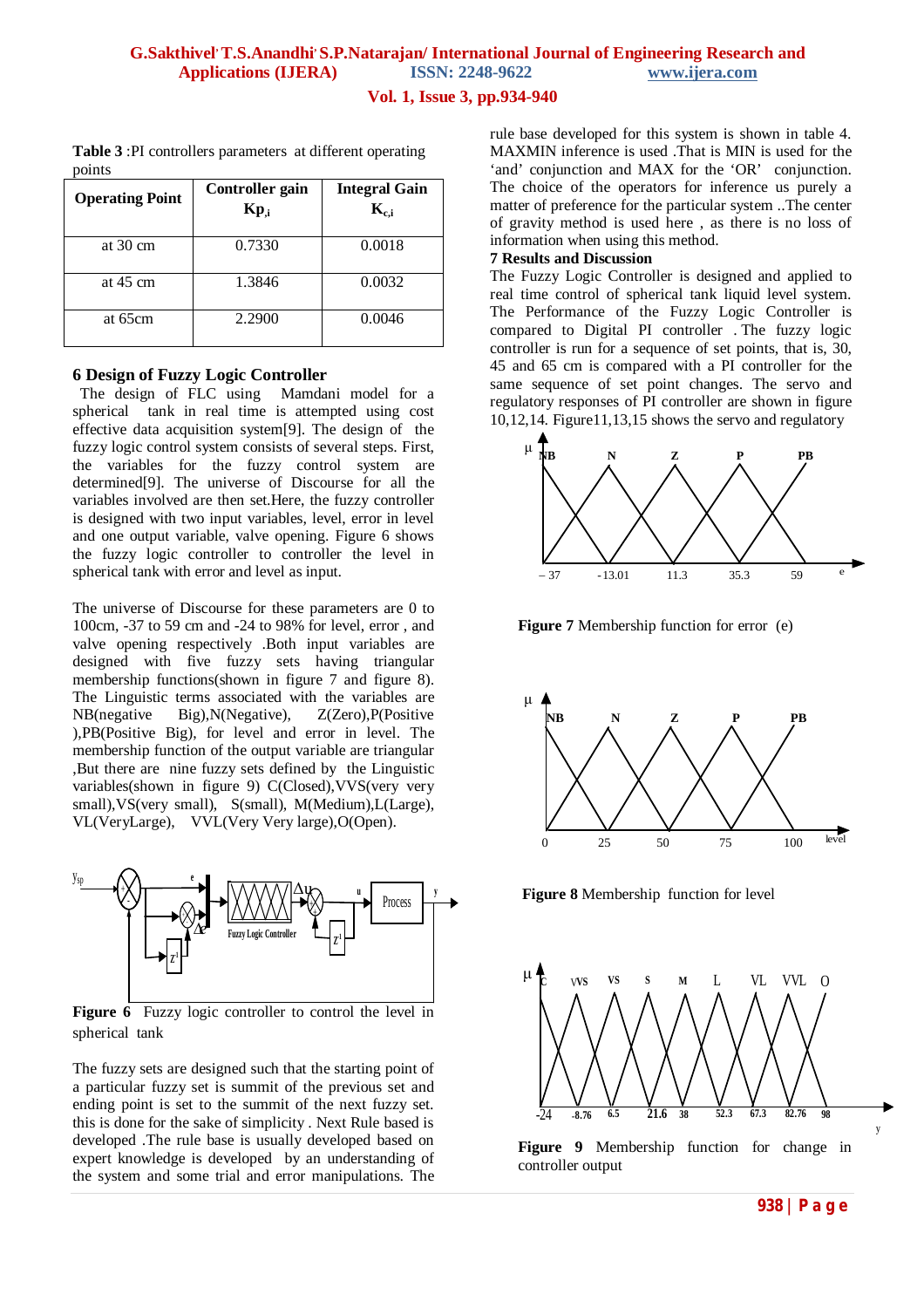**Table 3** :PI controllers parameters at different operating points

| Operating Point | Controller gain $Kp_{,i}$ | Integral Gain $K_{c,i}$ |
|---|---|---|
| at 30 cm | 0.7330 | 0.0018 |
| at 45 cm | 1.3846 | 0.0032 |
| at 65cm | 2.2900 | 0.0046 |

## 6 Design of Fuzzy Logic Controller

The design of FLC using Mamdani model for a spherical tank in real time is attempted using cost effective data acquisition system[9]. The design of the fuzzy logic control system consists of several steps. First, the variables for the fuzzy control system are determined[9]. The universe of Discourse for all the variables involved are then set.Here, the fuzzy controller is designed with two input variables, level, error in level and one output variable, valve opening. Figure 6 shows the fuzzy logic controller to controller the level in spherical tank with error and level as input.

The universe of Discourse for these parameters are 0 to 100cm, -37 to 59 cm and -24 to 98% for level, error , and valve opening respectively .Both input variables are designed with five fuzzy sets having triangular membership functions(shown in figure 7 and figure 8). The Linguistic terms associated with the variables are NB(negative Big),N(Negative), Z(Zero),P(Positive ),PB(Positive Big), for level and error in level. The membership function of the output variable are triangular ,But there are nine fuzzy sets defined by the Linguistic variables(shown in figure 9) C(Closed),VVS(very very small),VS(very small), S(small), M(Medium),L(Large), VL(VeryLarge), VVL(Very Very large),O(Open).

**Figure 6** Fuzzy logic controller to control the level in spherical tank

The fuzzy sets are designed such that the starting point of a particular fuzzy set is summit of the previous set and ending point is set to the summit of the next fuzzy set. this is done for the sake of simplicity . Next Rule based is developed .The rule base is usually developed based on expert knowledge is developed by an understanding of the system and some trial and error manipulations. The rule base developed for this system is shown in table 4. MAXMIN inference is used .That is MIN is used for the 'and' conjunction and MAX for the 'OR' conjunction. The choice of the operators for inference us purely a matter of preference for the particular system ..The center of gravity method is used here , as there is no loss of information when using this method.

## 7 Results and Discussion

The Fuzzy Logic Controller is designed and applied to real time control of spherical tank liquid level system. The Performance of the Fuzzy Logic Controller is compared to Digital PI controller . The fuzzy logic controller is run for a sequence of set points, that is, 30, 45 and 65 cm is compared with a PI controller for the same sequence of set point changes. The servo and regulatory responses of PI controller are shown in figure 10,12,14. Figure11,13,15 shows the servo and regulatory

**Figure 7** Membership function for error (e)

**Figure 8** Membership function for level

**Figure 9** Membership function for change in controller output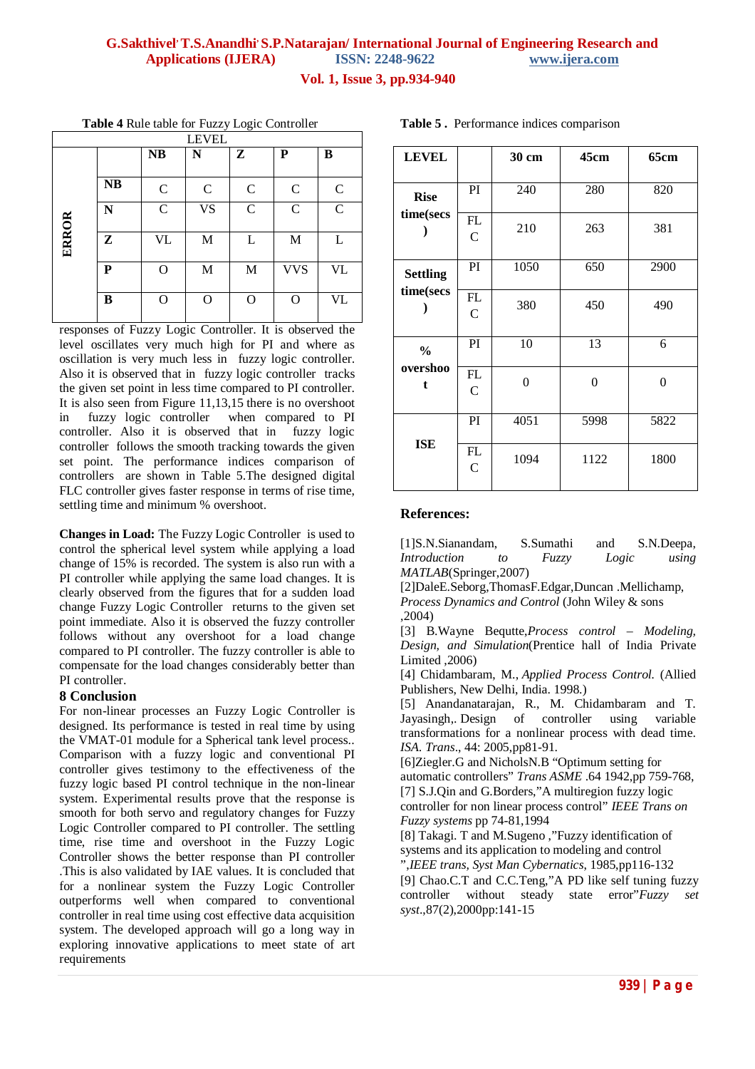**Table 4** Rule table for Fuzzy Logic Controller

| | | LEVEL | | | | |
|---|---|---|---|---|---|---|
| | | **NB** | **N** | **Z** | **P** | **B** |
| **ERROR** | **NB** | C | C | C | C | C |
| | **N** | C | VS | C | C | C |
| | **Z** | VL | M | L | M | L |
| | **P** | O | M | M | VVS | VL |
| | **B** | O | O | O | O | VL |

responses of Fuzzy Logic Controller. It is observed the level oscillates very much high for PI and where as oscillation is very much less in fuzzy logic controller. Also it is observed that in fuzzy logic controller tracks the given set point in less time compared to PI controller. It is also seen from Figure 11,13,15 there is no overshoot in fuzzy logic controller when compared to PI controller. Also it is observed that in fuzzy logic controller follows the smooth tracking towards the given set point. The performance indices comparison of controllers are shown in Table 5.The designed digital FLC controller gives faster response in terms of rise time, settling time and minimum % overshoot.

**Changes in Load:** The Fuzzy Logic Controller is used to control the spherical level system while applying a load change of 15% is recorded. The system is also run with a PI controller while applying the same load changes. It is clearly observed from the figures that for a sudden load change Fuzzy Logic Controller returns to the given set point immediate. Also it is observed the fuzzy controller follows without any overshoot for a load change compared to PI controller. The fuzzy controller is able to compensate for the load changes considerably better than PI controller.

## 8 Conclusion

For non-linear processes an Fuzzy Logic Controller is designed. Its performance is tested in real time by using the VMAT-01 module for a Spherical tank level process.. Comparison with a fuzzy logic and conventional PI controller gives testimony to the effectiveness of the fuzzy logic based PI control technique in the non-linear system. Experimental results prove that the response is smooth for both servo and regulatory changes for Fuzzy Logic Controller compared to PI controller. The settling time, rise time and overshoot in the Fuzzy Logic Controller shows the better response than PI controller .This is also validated by IAE values. It is concluded that for a nonlinear system the Fuzzy Logic Controller outperforms well when compared to conventional controller in real time using cost effective data acquisition system. The developed approach will go a long way in exploring innovative applications to meet state of art requirements

**Table 5 .** Performance indices comparison

| **LEVEL** | | **30 cm** | **45cm** | **65cm** |
|---|---|---|---|---|
| **Rise time(secs)** | PI | 240 | 280 | 820 |
| | FLC | 210 | 263 | 381 |
| **Settling time(secs)** | PI | 1050 | 650 | 2900 |
| | FLC | 380 | 450 | 490 |
| **% overshoot** | PI | 10 | 13 | 6 |
| | FLC | 0 | 0 | 0 |
| **ISE** | PI | 4051 | 5998 | 5822 |
| | FLC | 1094 | 1122 | 1800 |

## References:

[1]S.N.Sianandam, S.Sumathi and S.N.Deepa, *Introduction to Fuzzy Logic using MATLAB*(Springer,2007)

[2]DaleE.Seborg,ThomasF.Edgar,Duncan .Mellichamp, *Process Dynamics and Control* (John Wiley & sons ,2004)

[3] B.Wayne Bequtte,*Process control – Modeling, Design, and Simulation*(Prentice hall of India Private Limited ,2006)

[4] Chidambaram, M., *Applied Process Control.* (Allied Publishers, New Delhi, India. 1998.)

[5] Anandanatarajan, R., M. Chidambaram and T. Jayasingh,. Design of controller using variable transformations for a nonlinear process with dead time. *ISA. Trans*., 44: 2005,pp81-91.

[6]Ziegler.G and NicholsN.B "Optimum setting for automatic controllers" *Trans ASME* .64 1942,pp 759-768,

[7] S.J.Qin and G.Borders,"A multiregion fuzzy logic controller for non linear process control" *IEEE Trans on Fuzzy systems* pp 74-81,1994

[8] Takagi. T and M.Sugeno ,"Fuzzy identification of systems and its application to modeling and control ",*IEEE trans, Syst Man Cybernetics*, 1985,pp116-132

[9] Chao.C.T and C.C.Teng,"A PD like self tuning fuzzy controller without steady state error"*Fuzzy set syst*.,87(2),2000pp:141-15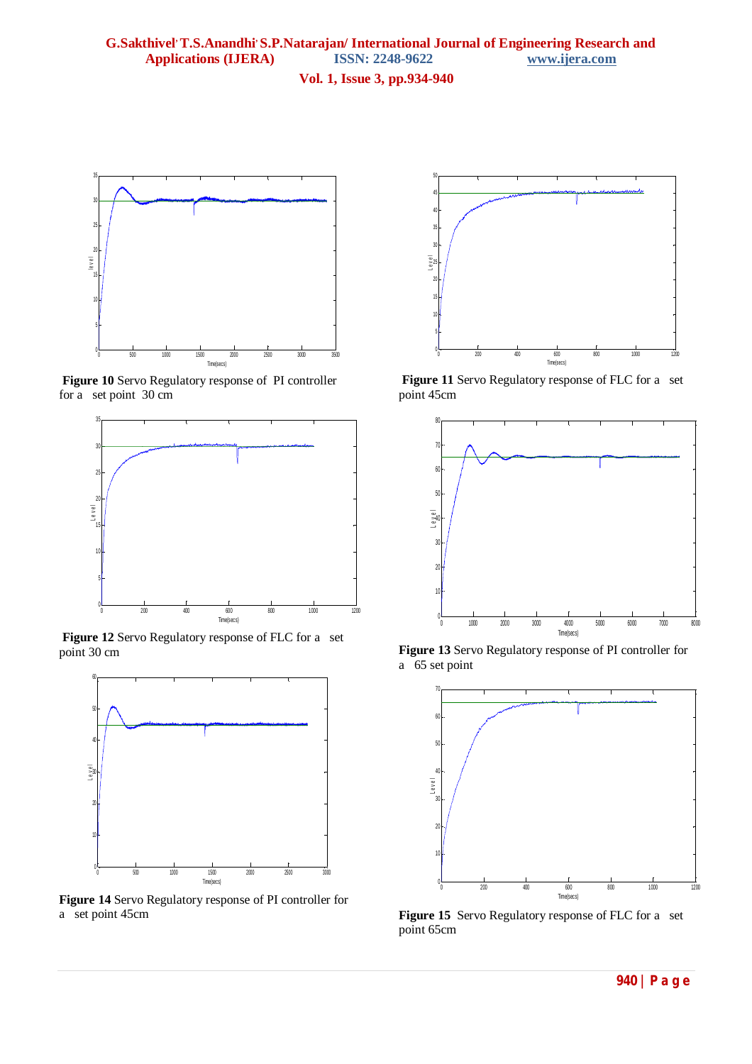35
30
25
20
15
10
5
0
0 500 1000 1500 2000 2500 3000 3500
Level
Time(secs)

**Figure 10** Servo Regulatory response of PI controller for a set point 30 cm

50
45
40
35
30
25
20
15
10
5
0
0 200 400 600 800 1000 1200
Level
Time(secs)

**Figure 11** Servo Regulatory response of FLC for a set point 45cm

35
30
25
20
15
10
5
0
0 200 400 600 800 1000 1200
Level
Time(secs)

**Figure 12** Servo Regulatory response of FLC for a set point 30 cm

80
70
60
50
40
30
20
10
0
0 1000 2000 3000 4000 5000 6000 7000 8000
Level
Time(secs)

**Figure 13** Servo Regulatory response of PI controller for a 65 set point

60
50
40
30
20
10
0
0 500 1000 1500 2000 2500 3000
Level
Time(secs)

**Figure 14** Servo Regulatory response of PI controller for a set point 45cm

70
60
50
40
30
20
10
0
0 200 400 600 800 1000 1200
Level
Time(secs)

**Figure 15** Servo Regulatory response of FLC for a set point 65cm